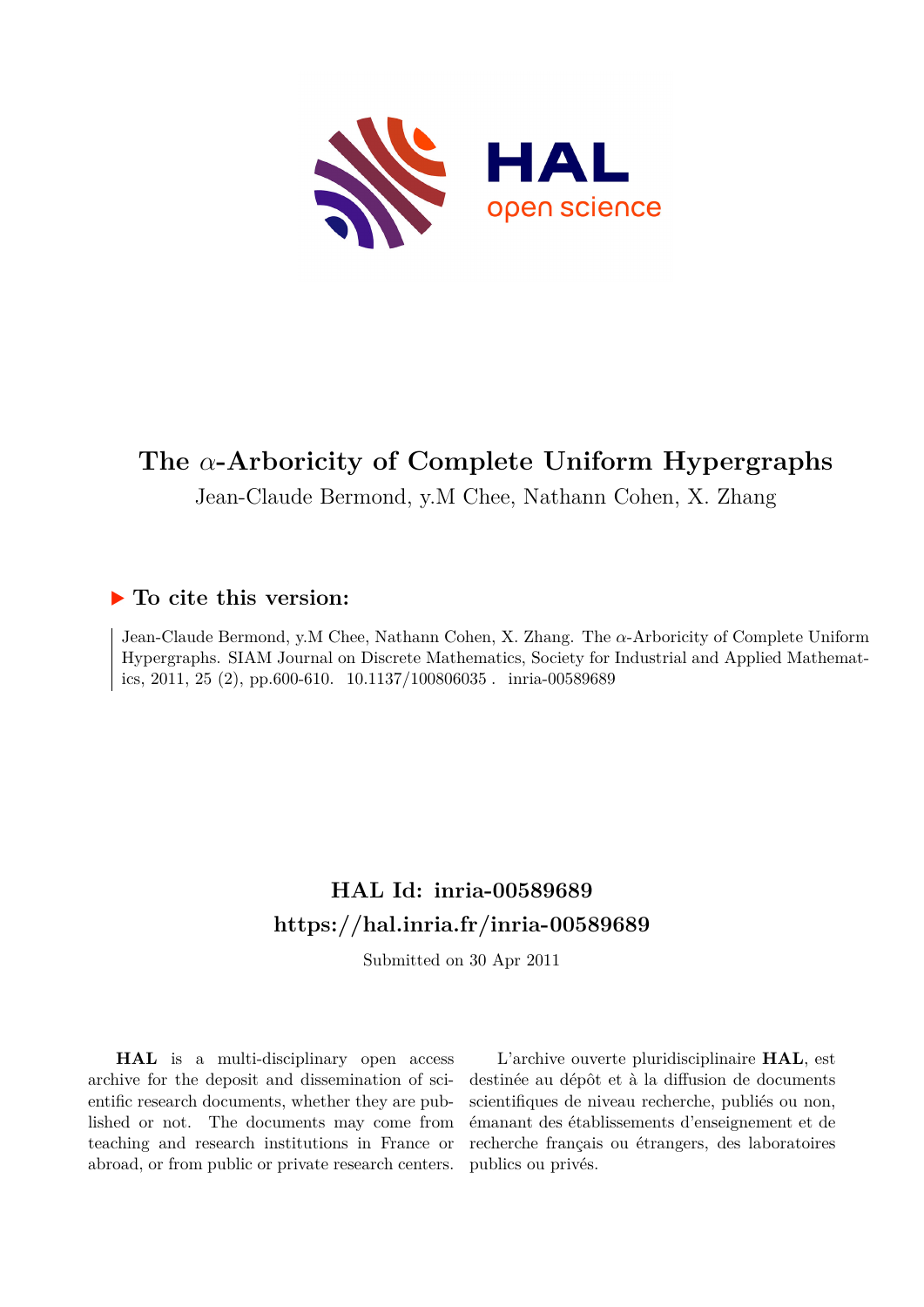# The $\alpha$-Arboricity of Complete Uniform Hypergraphs

Jean-Claude Bermond, y.M Chee, Nathann Cohen, X. Zhang

## ▶ To cite this version:

Jean-Claude Bermond, y.M Chee, Nathann Cohen, X. Zhang. The $\alpha$-Arboricity of Complete Uniform Hypergraphs. SIAM Journal on Discrete Mathematics, Society for Industrial and Applied Mathematics, 2011, 25 (2), pp.600-610. 10.1137/100806035 . inria-00589689

## HAL Id: inria-00589689
## https://hal.inria.fr/inria-00589689

Submitted on 30 Apr 2011

**HAL** is a multi-disciplinary open access archive for the deposit and dissemination of scientific research documents, whether they are published or not. The documents may come from teaching and research institutions in France or abroad, or from public or private research centers.

L'archive ouverte pluridisciplinaire **HAL**, est destinée au dépôt et à la diffusion de documents scientifiques de niveau recherche, publiés ou non, émanant des établissements d'enseignement et de recherche français ou étrangers, des laboratoires publics ou privés.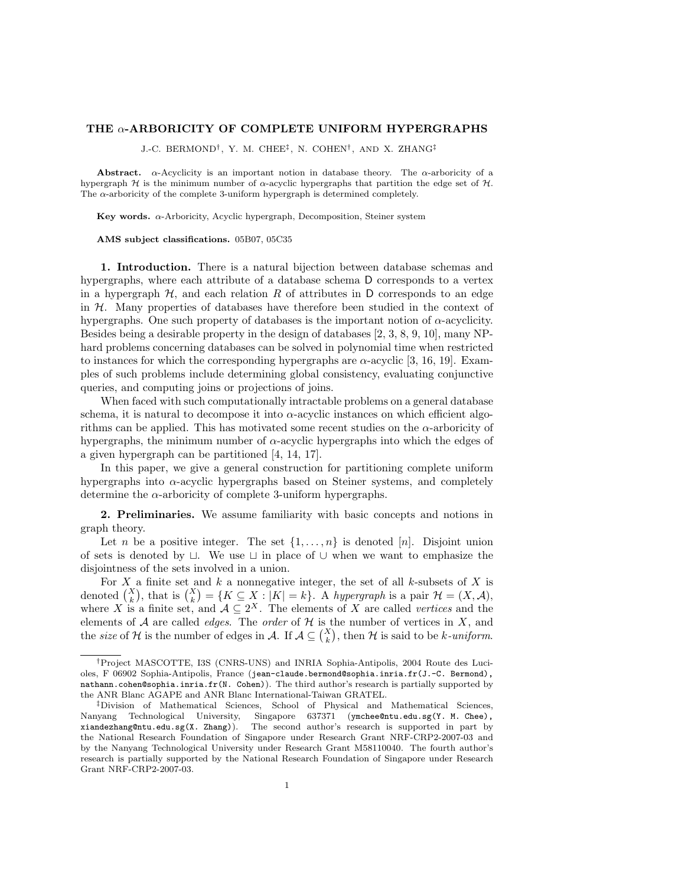# THE $\alpha$-ARBORICITY OF COMPLETE UNIFORM HYPERGRAPHS

J.-C. BERMOND[†], Y. M. CHEE[‡], N. COHEN[†], AND X. ZHANG[‡]

**Abstract.** $\alpha$-Acyclicity is an important notion in database theory. The $\alpha$-arboricity of a hypergraph $\mathcal{H}$ is the minimum number of $\alpha$-acyclic hypergraphs that partition the edge set of $\mathcal{H}$. The $\alpha$-arboricity of the complete 3-uniform hypergraph is determined completely.

**Key words.** $\alpha$-Arboricity, Acyclic hypergraph, Decomposition, Steiner system

**AMS subject classifications.** 05B07, 05C35

**1. Introduction.** There is a natural bijection between database schemas and hypergraphs, where each attribute of a database schema $\mathsf{D}$ corresponds to a vertex in a hypergraph $\mathcal{H}$, and each relation $R$ of attributes in $\mathsf{D}$ corresponds to an edge in $\mathcal{H}$. Many properties of databases have therefore been studied in the context of hypergraphs. One such property of databases is the important notion of $\alpha$-acyclicity. Besides being a desirable property in the design of databases [2, 3, 8, 9, 10], many NP-hard problems concerning databases can be solved in polynomial time when restricted to instances for which the corresponding hypergraphs are $\alpha$-acyclic [3, 16, 19]. Examples of such problems include determining global consistency, evaluating conjunctive queries, and computing joins or projections of joins.

When faced with such computationally intractable problems on a general database schema, it is natural to decompose it into $\alpha$-acyclic instances on which efficient algorithms can be applied. This has motivated some recent studies on the $\alpha$-arboricity of hypergraphs, the minimum number of $\alpha$-acyclic hypergraphs into which the edges of a given hypergraph can be partitioned [4, 14, 17].

In this paper, we give a general construction for partitioning complete uniform hypergraphs into $\alpha$-acyclic hypergraphs based on Steiner systems, and completely determine the $\alpha$-arboricity of complete 3-uniform hypergraphs.

**2. Preliminaries.** We assume familiarity with basic concepts and notions in graph theory.

Let $n$ be a positive integer. The set $\{1, \ldots, n\}$ is denoted $[n]$. Disjoint union of sets is denoted by $\sqcup$. We use $\sqcup$ in place of $\cup$ when we want to emphasize the disjointness of the sets involved in a union.

For $X$ a finite set and $k$ a nonnegative integer, the set of all $k$-subsets of $X$ is denoted $\binom{X}{k}$, that is $\binom{X}{k} = \{K \subseteq X : |K| = k\}$. A *hypergraph* is a pair $\mathcal{H} = (X, \mathcal{A})$, where $X$ is a finite set, and $\mathcal{A} \subseteq 2^X$. The elements of $X$ are called *vertices* and the elements of $\mathcal{A}$ are called *edges*. The *order* of $\mathcal{H}$ is the number of vertices in $X$, and the *size* of $\mathcal{H}$ is the number of edges in $\mathcal{A}$. If $\mathcal{A} \subseteq \binom{X}{k}$, then $\mathcal{H}$ is said to be $k$*-uniform*.

---

[†]Project MASCOTTE, I3S (CNRS-UNS) and INRIA Sophia-Antipolis, 2004 Route des Lucioles, F 06902 Sophia-Antipolis, France (`jean-claude.bermond@sophia.inria.fr(J.-C. Bermond)`, `nathann.cohen@sophia.inria.fr(N. Cohen)`). The third author's research is partially supported by the ANR Blanc AGAPE and ANR Blanc International-Taiwan GRATEL.

[‡]Division of Mathematical Sciences, School of Physical and Mathematical Sciences, Nanyang Technological University, Singapore 637371 (`ymchee@ntu.edu.sg(Y. M. Chee)`, `xiandezhang@ntu.edu.sg(X. Zhang)`). The second author's research is supported in part by the National Research Foundation of Singapore under Research Grant NRF-CRP2-2007-03 and by the Nanyang Technological University under Research Grant M58110040. The fourth author's research is partially supported by the National Research Foundation of Singapore under Research Grant NRF-CRP2-2007-03.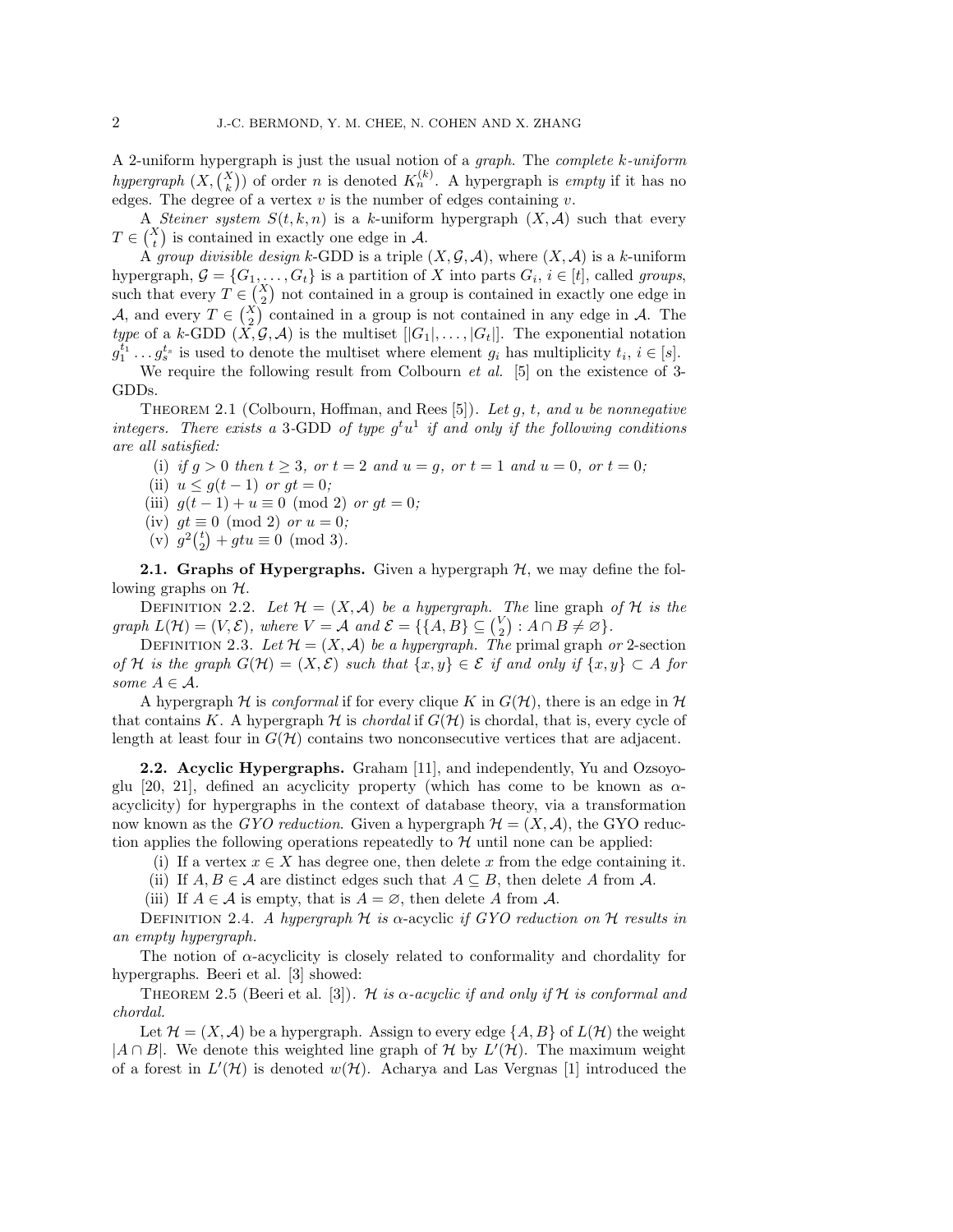A 2-uniform hypergraph is just the usual notion of a *graph*. The *complete $k$-uniform hypergraph* $(X, \binom{X}{k})$ of order $n$ is denoted $K_n^{(k)}$. A hypergraph is *empty* if it has no edges. The degree of a vertex $v$ is the number of edges containing $v$.

A *Steiner system* $S(t, k, n)$ is a $k$-uniform hypergraph $(X, \mathcal{A})$ such that every $T \in \binom{X}{t}$ is contained in exactly one edge in $\mathcal{A}$.

A *group divisible design* $k$-GDD is a triple $(X, \mathcal{G}, \mathcal{A})$, where $(X, \mathcal{A})$ is a $k$-uniform hypergraph, $\mathcal{G} = \{G_1, \ldots, G_t\}$ is a partition of $X$ into parts $G_i$, $i \in [t]$, called *groups*, such that every $T \in \binom{X}{2}$ not contained in a group is contained in exactly one edge in $\mathcal{A}$, and every $T \in \binom{X}{2}$ contained in a group is not contained in any edge in $\mathcal{A}$. The *type* of a $k$-GDD $(X, \mathcal{G}, \mathcal{A})$ is the multiset $[|G_1|, \ldots, |G_t|]$. The exponential notation $g_1^{t_1} \ldots g_s^{t_s}$ is used to denote the multiset where element $g_i$ has multiplicity $t_i$, $i \in [s]$.

We require the following result from Colbourn *et al.* [5] on the existence of 3-GDDs.

Theorem 2.1 (Colbourn, Hoffman, and Rees [5]). *Let $g$, $t$, and $u$ be nonnegative integers. There exists a* 3-GDD *of type $g^t u^1$ if and only if the following conditions are all satisfied:*

(i) *if $g > 0$ then $t \geq 3$, or $t = 2$ and $u = g$, or $t = 1$ and $u = 0$, or $t = 0$;*
(ii) *$u \leq g(t-1)$ or $gt = 0$;*
(iii) *$g(t-1) + u \equiv 0 \pmod 2$ or $gt = 0$;*
(iv) *$gt \equiv 0 \pmod 2$ or $u = 0$;*
(v) *$g^2\binom{t}{2} + gtu \equiv 0 \pmod 3$.*

**2.1. Graphs of Hypergraphs.** Given a hypergraph $\mathcal{H}$, we may define the following graphs on $\mathcal{H}$.

Definition 2.2. *Let $\mathcal{H} = (X, \mathcal{A})$ be a hypergraph. The* line graph *of $\mathcal{H}$ is the graph $L(\mathcal{H}) = (V, \mathcal{E})$, where $V = \mathcal{A}$ and $\mathcal{E} = \{\{A, B\} \subseteq \binom{V}{2} : A \cap B \neq \varnothing\}$.*

Definition 2.3. *Let $\mathcal{H} = (X, \mathcal{A})$ be a hypergraph. The* primal graph *or* 2-section *of $\mathcal{H}$ is the graph $G(\mathcal{H}) = (X, \mathcal{E})$ such that $\{x, y\} \in \mathcal{E}$ if and only if $\{x, y\} \subset A$ for some $A \in \mathcal{A}$.*

A hypergraph $\mathcal{H}$ is *conformal* if for every clique $K$ in $G(\mathcal{H})$, there is an edge in $\mathcal{H}$ that contains $K$. A hypergraph $\mathcal{H}$ is *chordal* if $G(\mathcal{H})$ is chordal, that is, every cycle of length at least four in $G(\mathcal{H})$ contains two nonconsecutive vertices that are adjacent.

**2.2. Acyclic Hypergraphs.** Graham [11], and independently, Yu and Ozsoyoglu [20, 21], defined an acyclicity property (which has come to be known as $\alpha$-acyclicity) for hypergraphs in the context of database theory, via a transformation now known as the *GYO reduction*. Given a hypergraph $\mathcal{H} = (X, \mathcal{A})$, the GYO reduction applies the following operations repeatedly to $\mathcal{H}$ until none can be applied:

(i) If a vertex $x \in X$ has degree one, then delete $x$ from the edge containing it.
(ii) If $A, B \in \mathcal{A}$ are distinct edges such that $A \subseteq B$, then delete $A$ from $\mathcal{A}$.
(iii) If $A \in \mathcal{A}$ is empty, that is $A = \varnothing$, then delete $A$ from $\mathcal{A}$.

Definition 2.4. *A hypergraph $\mathcal{H}$ is* $\alpha$-acyclic *if GYO reduction on $\mathcal{H}$ results in an empty hypergraph.*

The notion of $\alpha$-acyclicity is closely related to conformality and chordality for hypergraphs. Beeri et al. [3] showed:

Theorem 2.5 (Beeri et al. [3]). *$\mathcal{H}$ is $\alpha$-acyclic if and only if $\mathcal{H}$ is conformal and chordal.*

Let $\mathcal{H} = (X, \mathcal{A})$ be a hypergraph. Assign to every edge $\{A, B\}$ of $L(\mathcal{H})$ the weight $|A \cap B|$. We denote this weighted line graph of $\mathcal{H}$ by $L'(\mathcal{H})$. The maximum weight of a forest in $L'(\mathcal{H})$ is denoted $w(\mathcal{H})$. Acharya and Las Vergnas [1] introduced the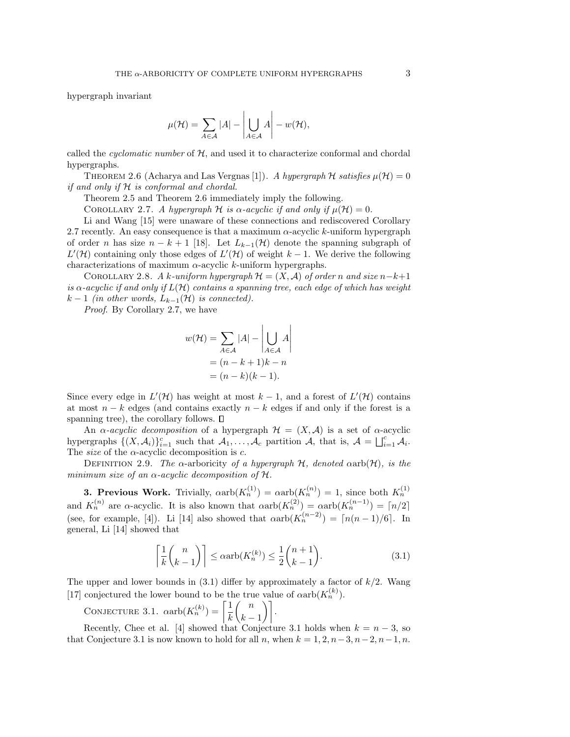hypergraph invariant

$$\mu(\mathcal{H}) = \sum_{A \in \mathcal{A}} |A| - \left| \bigcup_{A \in \mathcal{A}} A \right| - w(\mathcal{H}),$$

called the *cyclomatic number* of $\mathcal{H}$, and used it to characterize conformal and chordal hypergraphs.

THEOREM 2.6 (Acharya and Las Vergnas [1]). *A hypergraph $\mathcal{H}$ satisfies $\mu(\mathcal{H}) = 0$ if and only if $\mathcal{H}$ is conformal and chordal.*

Theorem 2.5 and Theorem 2.6 immediately imply the following.

COROLLARY 2.7. *A hypergraph $\mathcal{H}$ is $\alpha$-acyclic if and only if $\mu(\mathcal{H}) = 0$.*

Li and Wang [15] were unaware of these connections and rediscovered Corollary 2.7 recently. An easy consequence is that a maximum $\alpha$-acyclic $k$-uniform hypergraph of order $n$ has size $n - k + 1$ [18]. Let $L_{k-1}(\mathcal{H})$ denote the spanning subgraph of $L'(\mathcal{H})$ containing only those edges of $L'(\mathcal{H})$ of weight $k - 1$. We derive the following characterizations of maximum $\alpha$-acyclic $k$-uniform hypergraphs.

COROLLARY 2.8. *A $k$-uniform hypergraph $\mathcal{H} = (X, \mathcal{A})$ of order $n$ and size $n-k+1$ is $\alpha$-acyclic if and only if $L(\mathcal{H})$ contains a spanning tree, each edge of which has weight $k - 1$ (in other words, $L_{k-1}(\mathcal{H})$ is connected).*

*Proof*. By Corollary 2.7, we have

$$\begin{aligned} w(\mathcal{H}) &= \sum_{A \in \mathcal{A}} |A| - \left| \bigcup_{A \in \mathcal{A}} A \right| \\ &= (n - k + 1)k - n \\ &= (n - k)(k - 1). \end{aligned}$$

Since every edge in $L'(\mathcal{H})$ has weight at most $k - 1$, and a forest of $L'(\mathcal{H})$ contains at most $n - k$ edges (and contains exactly $n - k$ edges if and only if the forest is a spanning tree), the corollary follows. □

An *$\alpha$-acyclic decomposition* of a hypergraph $\mathcal{H} = (X, \mathcal{A})$ is a set of $\alpha$-acyclic hypergraphs $\{(X, \mathcal{A}_i)\}_{i=1}^{c}$ such that $\mathcal{A}_1, \ldots, \mathcal{A}_c$ partition $\mathcal{A}$, that is, $\mathcal{A} = \bigsqcup_{i=1}^{c} \mathcal{A}_i$. The *size* of the $\alpha$-acyclic decomposition is $c$.

DEFINITION 2.9. *The* $\alpha$-arboricity *of a hypergraph $\mathcal{H}$, denoted $\alpha\text{arb}(\mathcal{H})$, is the minimum size of an $\alpha$-acyclic decomposition of $\mathcal{H}$.*

## 3. Previous Work.

Trivially, $\alpha\text{arb}(K_n^{(1)}) = \alpha\text{arb}(K_n^{(n)}) = 1$, since both $K_n^{(1)}$ and $K_n^{(n)}$ are $\alpha$-acyclic. It is also known that $\alpha\text{arb}(K_n^{(2)}) = \alpha\text{arb}(K_n^{(n-1)}) = \lceil n/2 \rceil$ (see, for example, [4]). Li [14] also showed that $\alpha\text{arb}(K_n^{(n-2)}) = \lceil n(n-1)/6 \rceil$. In general, Li [14] showed that

$$\left\lceil \frac{1}{k} \binom{n}{k-1} \right\rceil \leq \alpha\text{arb}(K_n^{(k)}) \leq \frac{1}{2} \binom{n+1}{k-1}. \tag{3.1}$$

The upper and lower bounds in (3.1) differ by approximately a factor of $k/2$. Wang [17] conjectured the lower bound to be the true value of $\alpha\text{arb}(K_n^{(k)})$.

CONJECTURE 3.1. $\alpha\text{arb}(K_n^{(k)}) = \left\lceil \frac{1}{k} \binom{n}{k-1} \right\rceil$.

Recently, Chee et al. [4] showed that Conjecture 3.1 holds when $k = n - 3$, so that Conjecture 3.1 is now known to hold for all $n$, when $k = 1, 2, n-3, n-2, n-1, n$.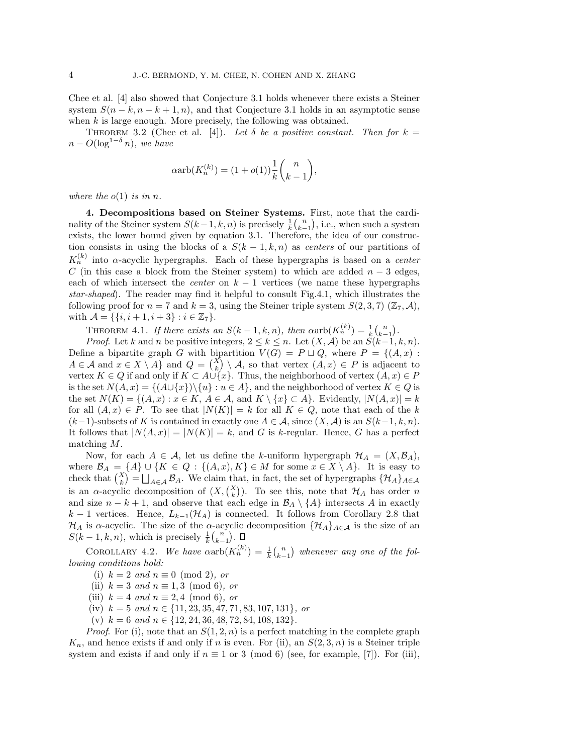Chee et al. [4] also showed that Conjecture 3.1 holds whenever there exists a Steiner system $S(n-k, n-k+1, n)$, and that Conjecture 3.1 holds in an asymptotic sense when $k$ is large enough. More precisely, the following was obtained.

THEOREM 3.2 (Chee et al. [4]). *Let $\delta$ be a positive constant. Then for $k = n - O(\log^{1-\delta} n)$, we have*

$$\alpha\text{arb}(K_n^{(k)}) = (1 + o(1))\frac{1}{k}\binom{n}{k-1},$$

*where the $o(1)$ is in $n$.*

**4. Decompositions based on Steiner Systems.** First, note that the cardinality of the Steiner system $S(k-1, k, n)$ is precisely $\frac{1}{k}\binom{n}{k-1}$, i.e., when such a system exists, the lower bound given by equation 3.1. Therefore, the idea of our construction consists in using the blocks of a $S(k-1, k, n)$ as *centers* of our partitions of $K_n^{(k)}$ into $\alpha$-acyclic hypergraphs. Each of these hypergraphs is based on a *center* $C$ (in this case a block from the Steiner system) to which are added $n-3$ edges, each of which intersect the *center* on $k-1$ vertices (we name these hypergraphs *star-shaped*). The reader may find it helpful to consult Fig.4.1, which illustrates the following proof for $n = 7$ and $k = 3$, using the Steiner triple system $S(2, 3, 7)$ $(\mathbb{Z}_7, \mathcal{A})$, with $\mathcal{A} = \{\{i, i+1, i+3\} : i \in \mathbb{Z}_7\}$.

THEOREM 4.1. *If there exists an $S(k-1, k, n)$, then $\alpha\text{arb}(K_n^{(k)}) = \frac{1}{k}\binom{n}{k-1}$.*

*Proof.* Let $k$ and $n$ be positive integers, $2 \leq k \leq n$. Let $(X, \mathcal{A})$ be an $S(k-1, k, n)$. Define a bipartite graph $G$ with bipartition $V(G) = P \sqcup Q$, where $P = \{(A, x) : A \in \mathcal{A} \text{ and } x \in X \setminus A\}$ and $Q = \binom{X}{k} \setminus \mathcal{A}$, so that vertex $(A, x) \in P$ is adjacent to vertex $K \in Q$ if and only if $K \subset A \cup \{x\}$. Thus, the neighborhood of vertex $(A, x) \in P$ is the set $N(A, x) = \{(A \cup \{x\}) \setminus \{u\} : u \in A\}$, and the neighborhood of vertex $K \in Q$ is the set $N(K) = \{(A, x) : x \in K,\ A \in \mathcal{A}, \text{ and } K \setminus \{x\} \subset A\}$. Evidently, $|N(A, x)| = k$ for all $(A, x) \in P$. To see that $|N(K)| = k$ for all $K \in Q$, note that each of the $k$ $(k-1)$-subsets of $K$ is contained in exactly one $A \in \mathcal{A}$, since $(X, \mathcal{A})$ is an $S(k-1, k, n)$. It follows that $|N(A, x)| = |N(K)| = k$, and $G$ is $k$-regular. Hence, $G$ has a perfect matching $M$.

Now, for each $A \in \mathcal{A}$, let us define the $k$-uniform hypergraph $\mathcal{H}_A = (X, \mathcal{B}_A)$, where $\mathcal{B}_A = \{A\} \cup \{K \in Q : \{(A, x), K\} \in M \text{ for some } x \in X \setminus A\}$. It is easy to check that $\binom{X}{k} = \bigsqcup_{A \in \mathcal{A}} \mathcal{B}_A$. We claim that, in fact, the set of hypergraphs $\{\mathcal{H}_A\}_{A \in \mathcal{A}}$ is an $\alpha$-acyclic decomposition of $(X, \binom{X}{k})$. To see this, note that $\mathcal{H}_A$ has order $n$ and size $n - k + 1$, and observe that each edge in $\mathcal{B}_A \setminus \{A\}$ intersects $A$ in exactly $k-1$ vertices. Hence, $L_{k-1}(\mathcal{H}_A)$ is connected. It follows from Corollary 2.8 that $\mathcal{H}_A$ is $\alpha$-acyclic. The size of the $\alpha$-acyclic decomposition $\{\mathcal{H}_A\}_{A \in \mathcal{A}}$ is the size of an $S(k-1, k, n)$, which is precisely $\frac{1}{k}\binom{n}{k-1}$. □

COROLLARY 4.2. *We have $\alpha\text{arb}(K_n^{(k)}) = \frac{1}{k}\binom{n}{k-1}$ whenever any one of the following conditions hold:*

(i) *$k = 2$ and $n \equiv 0 \pmod 2$, or*
(ii) *$k = 3$ and $n \equiv 1, 3 \pmod 6$, or*
(iii) *$k = 4$ and $n \equiv 2, 4 \pmod 6$, or*
(iv) *$k = 5$ and $n \in \{11, 23, 35, 47, 71, 83, 107, 131\}$, or*
(v) *$k = 6$ and $n \in \{12, 24, 36, 48, 72, 84, 108, 132\}$.*

*Proof.* For (i), note that an $S(1, 2, n)$ is a perfect matching in the complete graph $K_n$, and hence exists if and only if $n$ is even. For (ii), an $S(2, 3, n)$ is a Steiner triple system and exists if and only if $n \equiv 1$ or $3 \pmod 6$ (see, for example, [7]). For (iii),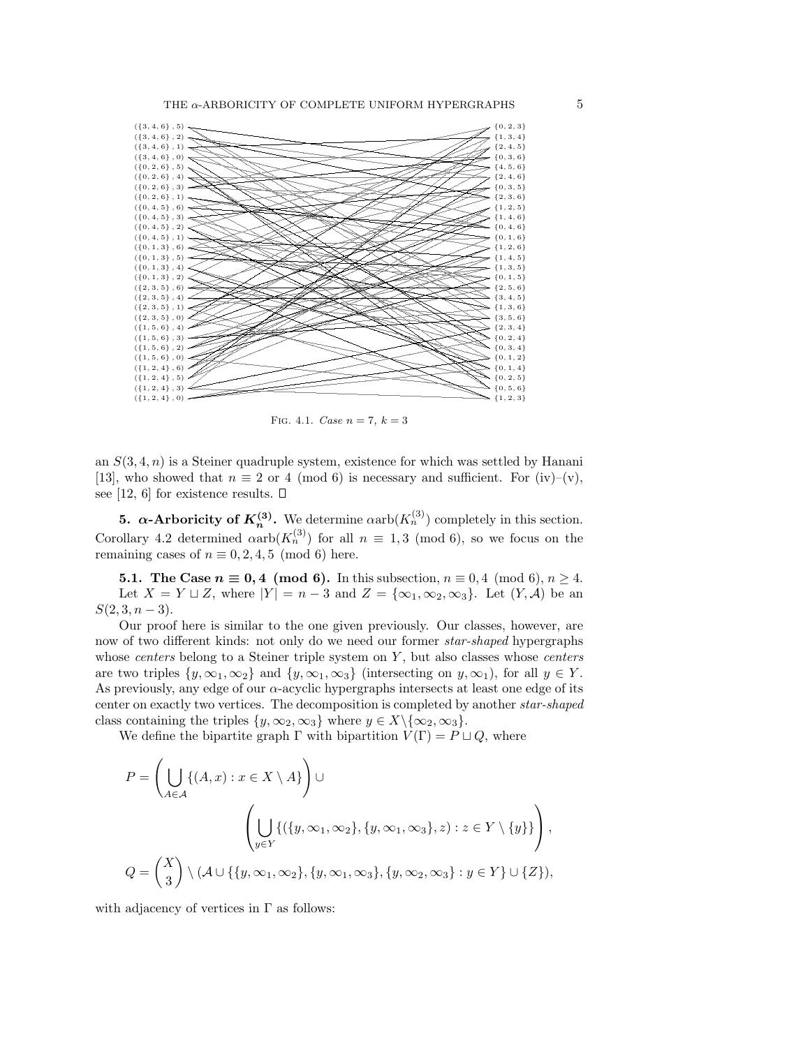FIG. 4.1. *Case $n = 7$, $k = 3$*

an $S(3, 4, n)$ is a Steiner quadruple system, existence for which was settled by Hanani [13], who showed that $n \equiv 2$ or $4 \pmod 6$ is necessary and sufficient. For (iv)–(v), see [12, 6] for existence results. □

## 5. $\alpha$-Arboricity of $K_n^{(3)}$.

We determine $\alpha\text{arb}(K_n^{(3)})$ completely in this section. Corollary 4.2 determined $\alpha\text{arb}(K_n^{(3)})$ for all $n \equiv 1, 3 \pmod 6$, so we focus on the remaining cases of $n \equiv 0, 2, 4, 5 \pmod 6$ here.

### 5.1. The Case $n \equiv 0, 4 \pmod 6$.

In this subsection, $n \equiv 0, 4 \pmod 6$, $n \geq 4$.

Let $X = Y \sqcup Z$, where $|Y| = n - 3$ and $Z = \{\infty_1, \infty_2, \infty_3\}$. Let $(Y, \mathcal{A})$ be an $S(2, 3, n-3)$.

Our proof here is similar to the one given previously. Our classes, however, are now of two different kinds: not only do we need our former *star-shaped* hypergraphs whose *centers* belong to a Steiner triple system on $Y$, but also classes whose *centers* are two triples $\{y, \infty_1, \infty_2\}$ and $\{y, \infty_1, \infty_3\}$ (intersecting on $y, \infty_1$), for all $y \in Y$. As previously, any edge of our $\alpha$-acyclic hypergraphs intersects at least one edge of its center on exactly two vertices. The decomposition is completed by another *star-shaped* class containing the triples $\{y, \infty_2, \infty_3\}$ where $y \in X \setminus \{\infty_2, \infty_3\}$.

We define the bipartite graph $\Gamma$ with bipartition $V(\Gamma) = P \sqcup Q$, where

$$P = \left( \bigcup_{A \in \mathcal{A}} \{(A, x) : x \in X \setminus A\} \right) \cup \left( \bigcup_{y \in Y} \{(\{y, \infty_1, \infty_2\}, \{y, \infty_1, \infty_3\}, z) : z \in Y \setminus \{y\}\} \right),$$

$$Q = \binom{X}{3} \setminus (\mathcal{A} \cup \{\{y, \infty_1, \infty_2\}, \{y, \infty_1, \infty_3\}, \{y, \infty_2, \infty_3\} : y \in Y\} \cup \{Z\}),$$

with adjacency of vertices in $\Gamma$ as follows: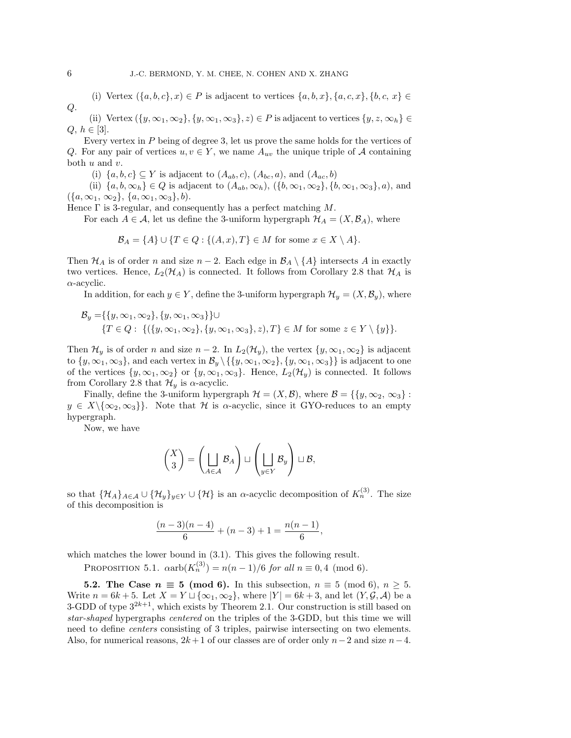(i) Vertex $(\{a, b, c\}, x) \in P$ is adjacent to vertices $\{a, b, x\}, \{a, c, x\}, \{b, c, x\} \in Q$.

(ii) Vertex $(\{y, \infty_1, \infty_2\}, \{y, \infty_1, \infty_3\}, z) \in P$ is adjacent to vertices $\{y, z, \infty_h\} \in Q$, $h \in [3]$.

Every vertex in $P$ being of degree 3, let us prove the same holds for the vertices of $Q$. For any pair of vertices $u, v \in Y$, we name $A_{uv}$ the unique triple of $\mathcal{A}$ containing both $u$ and $v$.

(i) $\{a, b, c\} \subseteq Y$ is adjacent to $(A_{ab}, c)$, $(A_{bc}, a)$, and $(A_{ac}, b)$

(ii) $\{a, b, \infty_h\} \in Q$ is adjacent to $(A_{ab}, \infty_h)$, $(\{b, \infty_1, \infty_2\}, \{b, \infty_1, \infty_3\}, a)$, and $(\{a, \infty_1, \infty_2\}, \{a, \infty_1, \infty_3\}, b)$.

Hence $\Gamma$ is 3-regular, and consequently has a perfect matching $M$.

For each $A \in \mathcal{A}$, let us define the 3-uniform hypergraph $\mathcal{H}_A = (X, \mathcal{B}_A)$, where

$$\mathcal{B}_A = \{A\} \cup \{T \in Q : \{(A, x), T\} \in M \text{ for some } x \in X \setminus A\}.$$

Then $\mathcal{H}_A$ is of order $n$ and size $n-2$. Each edge in $\mathcal{B}_A \setminus \{A\}$ intersects $A$ in exactly two vertices. Hence, $L_2(\mathcal{H}_A)$ is connected. It follows from Corollary 2.8 that $\mathcal{H}_A$ is $\alpha$-acyclic.

In addition, for each $y \in Y$, define the 3-uniform hypergraph $\mathcal{H}_y = (X, \mathcal{B}_y)$, where

$$\begin{aligned}\mathcal{B}_y =& \{\{y, \infty_1, \infty_2\}, \{y, \infty_1, \infty_3\}\} \cup \\ & \{T \in Q : \{(\{y, \infty_1, \infty_2\}, \{y, \infty_1, \infty_3\}, z), T\} \in M \text{ for some } z \in Y \setminus \{y\}\}.\end{aligned}$$

Then $\mathcal{H}_y$ is of order $n$ and size $n-2$. In $L_2(\mathcal{H}_y)$, the vertex $\{y, \infty_1, \infty_2\}$ is adjacent to $\{y, \infty_1, \infty_3\}$, and each vertex in $\mathcal{B}_y \setminus \{\{y, \infty_1, \infty_2\}, \{y, \infty_1, \infty_3\}\}$ is adjacent to one of the vertices $\{y, \infty_1, \infty_2\}$ or $\{y, \infty_1, \infty_3\}$. Hence, $L_2(\mathcal{H}_y)$ is connected. It follows from Corollary 2.8 that $\mathcal{H}_y$ is $\alpha$-acyclic.

Finally, define the 3-uniform hypergraph $\mathcal{H} = (X, \mathcal{B})$, where $\mathcal{B} = \{\{y, \infty_2, \infty_3\} : y \in X \setminus \{\infty_2, \infty_3\}\}$. Note that $\mathcal{H}$ is $\alpha$-acyclic, since it GYO-reduces to an empty hypergraph.

Now, we have

$$\binom{X}{3} = \left( \bigsqcup_{A \in \mathcal{A}} \mathcal{B}_A \right) \sqcup \left( \bigsqcup_{y \in Y} \mathcal{B}_y \right) \sqcup \mathcal{B},$$

so that $\{\mathcal{H}_A\}_{A \in \mathcal{A}} \cup \{\mathcal{H}_y\}_{y \in Y} \cup \{\mathcal{H}\}$ is an $\alpha$-acyclic decomposition of $K_n^{(3)}$. The size of this decomposition is

$$\frac{(n-3)(n-4)}{6} + (n-3) + 1 = \frac{n(n-1)}{6},$$

which matches the lower bound in (3.1). This gives the following result.

Proposition 5.1. *$\alpha\mathrm{arb}(K_n^{(3)}) = n(n-1)/6$ for all $n \equiv 0, 4 \pmod 6$.*

**5.2. The Case $n \equiv 5 \pmod 6$.** In this subsection, $n \equiv 5 \pmod 6$, $n \geq 5$. Write $n = 6k + 5$. Let $X = Y \sqcup \{\infty_1, \infty_2\}$, where $|Y| = 6k + 3$, and let $(Y, \mathcal{G}, \mathcal{A})$ be a 3-GDD of type $3^{2k+1}$, which exists by Theorem 2.1. Our construction is still based on *star-shaped* hypergraphs *centered* on the triples of the 3-GDD, but this time we will need to define *centers* consisting of 3 triples, pairwise intersecting on two elements. Also, for numerical reasons, $2k+1$ of our classes are of order only $n-2$ and size $n-4$.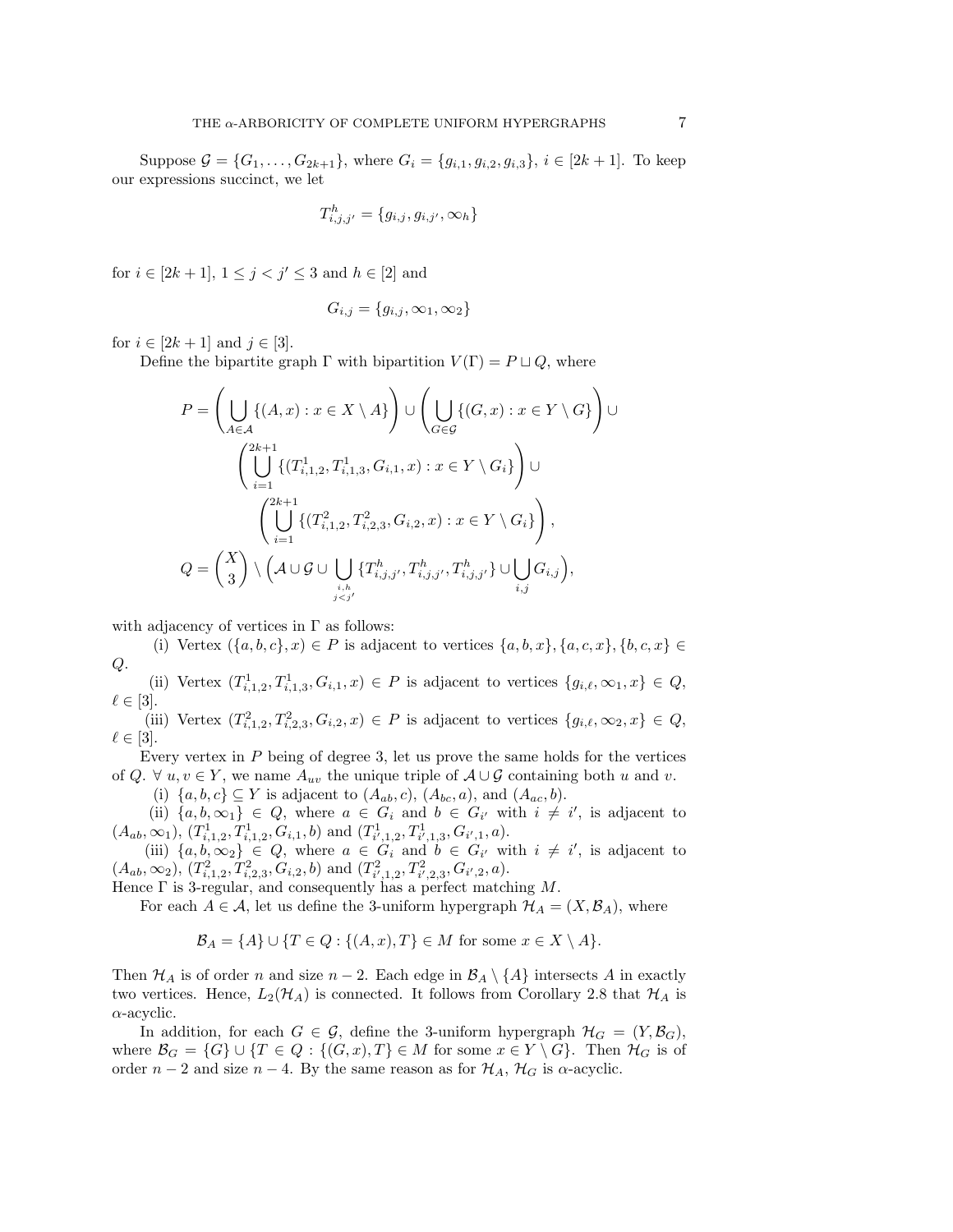Suppose $\mathcal{G} = \{G_1, \ldots, G_{2k+1}\}$, where $G_i = \{g_{i,1}, g_{i,2}, g_{i,3}\}$, $i \in [2k+1]$. To keep our expressions succinct, we let

$$T^h_{i,j,j'} = \{g_{i,j}, g_{i,j'}, \infty_h\}$$

for $i \in [2k+1]$, $1 \le j < j' \le 3$ and $h \in [2]$ and

$$G_{i,j} = \{g_{i,j}, \infty_1, \infty_2\}$$

for $i \in [2k+1]$ and $j \in [3]$.

Define the bipartite graph $\Gamma$ with bipartition $V(\Gamma) = P \sqcup Q$, where

$$P = \left( \bigcup_{A \in \mathcal{A}} \{(A, x) : x \in X \setminus A\} \right) \cup \left( \bigcup_{G \in \mathcal{G}} \{(G, x) : x \in Y \setminus G\} \right) \cup \left( \bigcup_{i=1}^{2k+1} \{(T^1_{i,1,2}, T^1_{i,1,3}, G_{i,1}, x) : x \in Y \setminus G_i\} \right) \cup \left( \bigcup_{i=1}^{2k+1} \{(T^2_{i,1,2}, T^2_{i,2,3}, G_{i,2}, x) : x \in Y \setminus G_i\} \right),$$

$$Q = \binom{X}{3} \setminus \Big( \mathcal{A} \cup \mathcal{G} \cup \bigcup_{\substack{i,h \\ j<j'}} \{T^h_{i,j,j'}, T^h_{i,j,j'}, T^h_{i,j,j'}\} \cup \bigcup_{i,j} G_{i,j} \Big),$$

with adjacency of vertices in $\Gamma$ as follows:

(i) Vertex $(\{a, b, c\}, x) \in P$ is adjacent to vertices $\{a, b, x\}, \{a, c, x\}, \{b, c, x\} \in Q$.

(ii) Vertex $(T^1_{i,1,2}, T^1_{i,1,3}, G_{i,1}, x) \in P$ is adjacent to vertices $\{g_{i,\ell}, \infty_1, x\} \in Q$, $\ell \in [3]$.

(iii) Vertex $(T^2_{i,1,2}, T^2_{i,2,3}, G_{i,2}, x) \in P$ is adjacent to vertices $\{g_{i,\ell}, \infty_2, x\} \in Q$, $\ell \in [3]$.

Every vertex in $P$ being of degree 3, let us prove the same holds for the vertices of $Q$. $\forall\ u, v \in Y$, we name $A_{uv}$ the unique triple of $\mathcal{A} \cup \mathcal{G}$ containing both $u$ and $v$.

(i) $\{a, b, c\} \subseteq Y$ is adjacent to $(A_{ab}, c)$, $(A_{bc}, a)$, and $(A_{ac}, b)$.

(ii) $\{a, b, \infty_1\} \in Q$, where $a \in G_i$ and $b \in G_{i'}$ with $i \neq i'$, is adjacent to $(A_{ab}, \infty_1)$, $(T^1_{i,1,2}, T^1_{i,1,2}, G_{i,1}, b)$ and $(T^1_{i',1,2}, T^1_{i',1,3}, G_{i',1}, a)$.

(iii) $\{a, b, \infty_2\} \in Q$, where $a \in G_i$ and $b \in G_{i'}$ with $i \neq i'$, is adjacent to $(A_{ab}, \infty_2)$, $(T^2_{i,1,2}, T^2_{i,2,3}, G_{i,2}, b)$ and $(T^2_{i',1,2}, T^2_{i',2,3}, G_{i',2}, a)$.

Hence $\Gamma$ is 3-regular, and consequently has a perfect matching $M$.

For each $A \in \mathcal{A}$, let us define the 3-uniform hypergraph $\mathcal{H}_A = (X, \mathcal{B}_A)$, where

$$\mathcal{B}_A = \{A\} \cup \{T \in Q : \{(A, x), T\} \in M \text{ for some } x \in X \setminus A\}.$$

Then $\mathcal{H}_A$ is of order $n$ and size $n-2$. Each edge in $\mathcal{B}_A \setminus \{A\}$ intersects $A$ in exactly two vertices. Hence, $L_2(\mathcal{H}_A)$ is connected. It follows from Corollary 2.8 that $\mathcal{H}_A$ is $\alpha$-acyclic.

In addition, for each $G \in \mathcal{G}$, define the 3-uniform hypergraph $\mathcal{H}_G = (Y, \mathcal{B}_G)$, where $\mathcal{B}_G = \{G\} \cup \{T \in Q : \{(G, x), T\} \in M \text{ for some } x \in Y \setminus G\}$. Then $\mathcal{H}_G$ is of order $n-2$ and size $n-4$. By the same reason as for $\mathcal{H}_A$, $\mathcal{H}_G$ is $\alpha$-acyclic.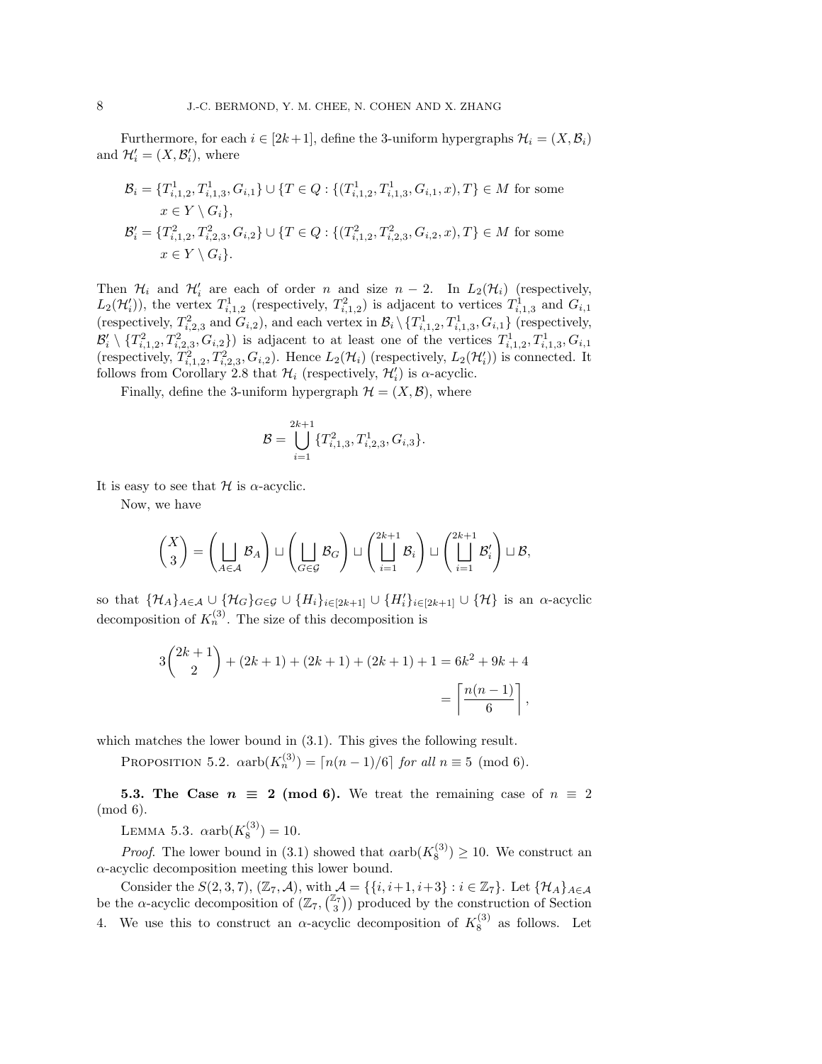Furthermore, for each $i \in [2k+1]$, define the 3-uniform hypergraphs $\mathcal{H}_i = (X, \mathcal{B}_i)$ and $\mathcal{H}'_i = (X, \mathcal{B}'_i)$, where

$$\begin{aligned}
\mathcal{B}_i = \{T^1_{i,1,2}, T^1_{i,1,3}, G_{i,1}\} \cup \{T \in Q : \{(T^1_{i,1,2}, T^1_{i,1,3}, G_{i,1}, x), T\} \in M \text{ for some} \\
x \in Y \setminus G_i\}, \\
\mathcal{B}'_i = \{T^2_{i,1,2}, T^2_{i,2,3}, G_{i,2}\} \cup \{T \in Q : \{(T^2_{i,1,2}, T^2_{i,2,3}, G_{i,2}, x), T\} \in M \text{ for some} \\
x \in Y \setminus G_i\}.
\end{aligned}$$

Then $\mathcal{H}_i$ and $\mathcal{H}'_i$ are each of order $n$ and size $n-2$. In $L_2(\mathcal{H}_i)$ (respectively, $L_2(\mathcal{H}'_i)$), the vertex $T^1_{i,1,2}$ (respectively, $T^2_{i,1,2}$) is adjacent to vertices $T^1_{i,1,3}$ and $G_{i,1}$ (respectively, $T^2_{i,2,3}$ and $G_{i,2}$), and each vertex in $\mathcal{B}_i \setminus \{T^1_{i,1,2}, T^1_{i,1,3}, G_{i,1}\}$ (respectively, $\mathcal{B}'_i \setminus \{T^2_{i,1,2}, T^2_{i,2,3}, G_{i,2}\}$) is adjacent to at least one of the vertices $T^1_{i,1,2}, T^1_{i,1,3}, G_{i,1}$ (respectively, $T^2_{i,1,2}, T^2_{i,2,3}, G_{i,2}$). Hence $L_2(\mathcal{H}_i)$ (respectively, $L_2(\mathcal{H}'_i)$) is connected. It follows from Corollary 2.8 that $\mathcal{H}_i$ (respectively, $\mathcal{H}'_i$) is $\alpha$-acyclic.

Finally, define the 3-uniform hypergraph $\mathcal{H} = (X, \mathcal{B})$, where

$$\mathcal{B} = \bigcup_{i=1}^{2k+1} \{T^2_{i,1,3}, T^1_{i,2,3}, G_{i,3}\}.$$

It is easy to see that $\mathcal{H}$ is $\alpha$-acyclic.

Now, we have

$$\binom{X}{3} = \left(\bigsqcup_{A\in\mathcal{A}} \mathcal{B}_A\right) \sqcup \left(\bigsqcup_{G\in\mathcal{G}} \mathcal{B}_G\right) \sqcup \left(\bigsqcup_{i=1}^{2k+1} \mathcal{B}_i\right) \sqcup \left(\bigsqcup_{i=1}^{2k+1} \mathcal{B}'_i\right) \sqcup \mathcal{B},$$

so that $\{\mathcal{H}_A\}_{A\in\mathcal{A}} \cup \{\mathcal{H}_G\}_{G\in\mathcal{G}} \cup \{H_i\}_{i\in[2k+1]} \cup \{H'_i\}_{i\in[2k+1]} \cup \{\mathcal{H}\}$ is an $\alpha$-acyclic decomposition of $K_n^{(3)}$. The size of this decomposition is

$$\begin{aligned}
3\binom{2k+1}{2} + (2k+1) + (2k+1) + (2k+1) + 1 = 6k^2 + 9k + 4 \\
= \left\lceil \frac{n(n-1)}{6} \right\rceil,
\end{aligned}$$

which matches the lower bound in (3.1). This gives the following result.

PROPOSITION 5.2. *$\alpha\mathrm{arb}(K_n^{(3)}) = \lceil n(n-1)/6 \rceil$ for all $n \equiv 5 \pmod 6$.*

**5.3. The Case $n \equiv 2 \pmod 6$.** We treat the remaining case of $n \equiv 2 \pmod 6$.

LEMMA 5.3. *$\alpha\mathrm{arb}(K_8^{(3)}) = 10$.*

*Proof.* The lower bound in (3.1) showed that $\alpha\mathrm{arb}(K_8^{(3)}) \geq 10$. We construct an $\alpha$-acyclic decomposition meeting this lower bound.

Consider the $S(2,3,7)$, $(\mathbb{Z}_7, \mathcal{A})$, with $\mathcal{A} = \{\{i, i+1, i+3\} : i \in \mathbb{Z}_7\}$. Let $\{\mathcal{H}_A\}_{A\in\mathcal{A}}$ be the $\alpha$-acyclic decomposition of $(\mathbb{Z}_7, \binom{\mathbb{Z}_7}{3})$ produced by the construction of Section 4. We use this to construct an $\alpha$-acyclic decomposition of $K_8^{(3)}$ as follows. Let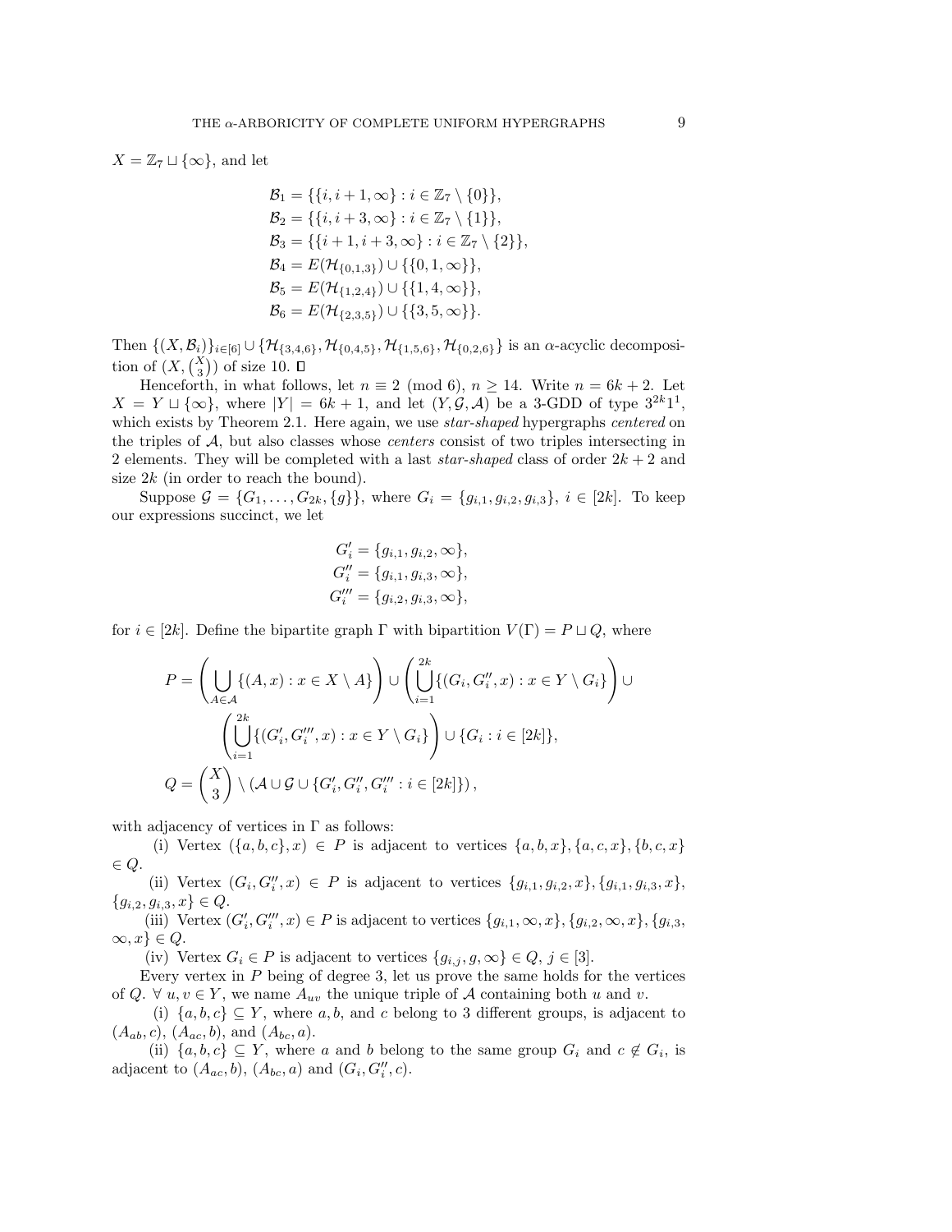$X = \mathbb{Z}_7 \sqcup \{\infty\}$, and let

$$
\begin{aligned}
\mathcal{B}_1 &= \{\{i, i+1, \infty\} : i \in \mathbb{Z}_7 \setminus \{0\}\},\\
\mathcal{B}_2 &= \{\{i, i+3, \infty\} : i \in \mathbb{Z}_7 \setminus \{1\}\},\\
\mathcal{B}_3 &= \{\{i+1, i+3, \infty\} : i \in \mathbb{Z}_7 \setminus \{2\}\},\\
\mathcal{B}_4 &= E(\mathcal{H}_{\{0,1,3\}}) \cup \{\{0, 1, \infty\}\},\\
\mathcal{B}_5 &= E(\mathcal{H}_{\{1,2,4\}}) \cup \{\{1, 4, \infty\}\},\\
\mathcal{B}_6 &= E(\mathcal{H}_{\{2,3,5\}}) \cup \{\{3, 5, \infty\}\}.
\end{aligned}
$$

Then $\{(X, \mathcal{B}_i)\}_{i\in[6]} \cup \{\mathcal{H}_{\{3,4,6\}}, \mathcal{H}_{\{0,4,5\}}, \mathcal{H}_{\{1,5,6\}}, \mathcal{H}_{\{0,2,6\}}\}$ is an $\alpha$-acyclic decomposition of $(X, \binom{X}{3})$ of size 10. $\square$

Henceforth, in what follows, let $n \equiv 2 \pmod 6$, $n \geq 14$. Write $n = 6k+2$. Let $X = Y \sqcup \{\infty\}$, where $|Y| = 6k+1$, and let $(Y, \mathcal{G}, \mathcal{A})$ be a 3-GDD of type $3^{2k}1^1$, which exists by Theorem 2.1. Here again, we use *star-shaped* hypergraphs *centered* on the triples of $\mathcal{A}$, but also classes whose *centers* consist of two triples intersecting in 2 elements. They will be completed with a last *star-shaped* class of order $2k+2$ and size $2k$ (in order to reach the bound).

Suppose $\mathcal{G} = \{G_1, \ldots, G_{2k}, \{g\}\}$, where $G_i = \{g_{i,1}, g_{i,2}, g_{i,3}\}$, $i \in [2k]$. To keep our expressions succinct, we let

$$
\begin{aligned}
G_i' &= \{g_{i,1}, g_{i,2}, \infty\},\\
G_i'' &= \{g_{i,1}, g_{i,3}, \infty\},\\
G_i''' &= \{g_{i,2}, g_{i,3}, \infty\},
\end{aligned}
$$

for $i \in [2k]$. Define the bipartite graph $\Gamma$ with bipartition $V(\Gamma) = P \sqcup Q$, where

$$
\begin{aligned}
P = &\left(\bigcup_{A\in\mathcal{A}} \{(A, x) : x \in X \setminus A\}\right) \cup \left(\bigcup_{i=1}^{2k} \{(G_i, G_i'', x) : x \in Y \setminus G_i\}\right) \cup\\
&\left(\bigcup_{i=1}^{2k} \{(G_i', G_i''', x) : x \in Y \setminus G_i\}\right) \cup \{G_i : i \in [2k]\},\\
Q = &\binom{X}{3} \setminus \left(\mathcal{A} \cup \mathcal{G} \cup \{G_i', G_i'', G_i''' : i \in [2k]\}\right),
\end{aligned}
$$

with adjacency of vertices in $\Gamma$ as follows:

(i) Vertex $(\{a, b, c\}, x) \in P$ is adjacent to vertices $\{a, b, x\}, \{a, c, x\}, \{b, c, x\} \in Q$.

(ii) Vertex $(G_i, G_i'', x) \in P$ is adjacent to vertices $\{g_{i,1}, g_{i,2}, x\}, \{g_{i,1}, g_{i,3}, x\}, \{g_{i,2}, g_{i,3}, x\} \in Q$.

(iii) Vertex $(G_i', G_i''', x) \in P$ is adjacent to vertices $\{g_{i,1}, \infty, x\}, \{g_{i,2}, \infty, x\}, \{g_{i,3}, \infty, x\} \in Q$.

(iv) Vertex $G_i \in P$ is adjacent to vertices $\{g_{i,j}, g, \infty\} \in Q$, $j \in [3]$.

Every vertex in $P$ being of degree 3, let us prove the same holds for the vertices of $Q$. $\forall\, u, v \in Y$, we name $A_{uv}$ the unique triple of $\mathcal{A}$ containing both $u$ and $v$.

(i) $\{a, b, c\} \subseteq Y$, where $a, b$, and $c$ belong to 3 different groups, is adjacent to $(A_{ab}, c)$, $(A_{ac}, b)$, and $(A_{bc}, a)$.

(ii) $\{a, b, c\} \subseteq Y$, where $a$ and $b$ belong to the same group $G_i$ and $c \notin G_i$, is adjacent to $(A_{ac}, b)$, $(A_{bc}, a)$ and $(G_i, G_i'', c)$.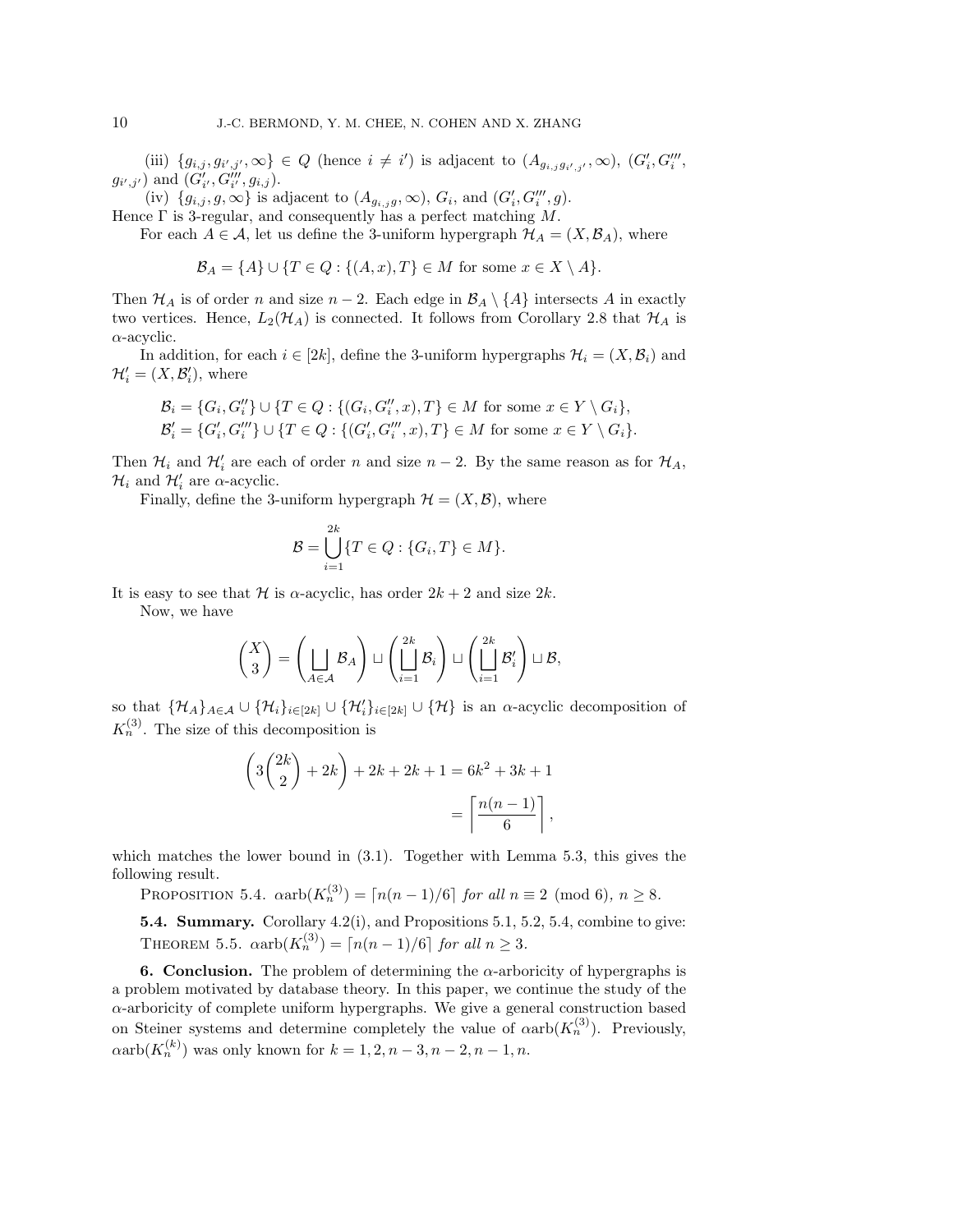(iii) $\{g_{i,j}, g_{i',j'}, \infty\} \in Q$ (hence $i \neq i'$) is adjacent to $(A_{g_{i,j}g_{i',j'}}, \infty)$, $(G'_i, G'''_i, g_{i',j'})$ and $(G'_{i'}, G'''_{i'}, g_{i,j})$.

(iv) $\{g_{i,j}, g, \infty\}$ is adjacent to $(A_{g_{i,j}g}, \infty)$, $G_i$, and $(G'_i, G'''_i, g)$.

Hence $\Gamma$ is 3-regular, and consequently has a perfect matching $M$.

For each $A \in \mathcal{A}$, let us define the 3-uniform hypergraph $\mathcal{H}_A = (X, \mathcal{B}_A)$, where

$$\mathcal{B}_A = \{A\} \cup \{T \in Q : \{(A, x), T\} \in M \text{ for some } x \in X \setminus A\}.$$

Then $\mathcal{H}_A$ is of order $n$ and size $n-2$. Each edge in $\mathcal{B}_A \setminus \{A\}$ intersects $A$ in exactly two vertices. Hence, $L_2(\mathcal{H}_A)$ is connected. It follows from Corollary 2.8 that $\mathcal{H}_A$ is $\alpha$-acyclic.

In addition, for each $i \in [2k]$, define the 3-uniform hypergraphs $\mathcal{H}_i = (X, \mathcal{B}_i)$ and $\mathcal{H}'_i = (X, \mathcal{B}'_i)$, where

$$\mathcal{B}_i = \{G_i, G''_i\} \cup \{T \in Q : \{(G_i, G''_i, x), T\} \in M \text{ for some } x \in Y \setminus G_i\},$$
$$\mathcal{B}'_i = \{G'_i, G'''_i\} \cup \{T \in Q : \{(G'_i, G'''_i, x), T\} \in M \text{ for some } x \in Y \setminus G_i\}.$$

Then $\mathcal{H}_i$ and $\mathcal{H}'_i$ are each of order $n$ and $n-2$. By the same reason as for $\mathcal{H}_A$, $\mathcal{H}_i$ and $\mathcal{H}'_i$ are $\alpha$-acyclic.

Finally, define the 3-uniform hypergraph $\mathcal{H} = (X, \mathcal{B})$, where

$$\mathcal{B} = \bigcup_{i=1}^{2k} \{T \in Q : \{G_i, T\} \in M\}.$$

It is easy to see that $\mathcal{H}$ is $\alpha$-acyclic, has order $2k+2$ and size $2k$.

Now, we have

$$\binom{X}{3} = \left( \bigsqcup_{A \in \mathcal{A}} \mathcal{B}_A \right) \sqcup \left( \bigsqcup_{i=1}^{2k} \mathcal{B}_i \right) \sqcup \left( \bigsqcup_{i=1}^{2k} \mathcal{B}'_i \right) \sqcup \mathcal{B},$$

so that $\{\mathcal{H}_A\}_{A \in \mathcal{A}} \cup \{\mathcal{H}_i\}_{i \in [2k]} \cup \{\mathcal{H}'_i\}_{i \in [2k]} \cup \{\mathcal{H}\}$ is an $\alpha$-acyclic decomposition of $K_n^{(3)}$. The size of this decomposition is

$$\left( 3\binom{2k}{2} + 2k \right) + 2k + 2k + 1 = 6k^2 + 3k + 1$$
$$= \left\lceil \frac{n(n-1)}{6} \right\rceil,$$

which matches the lower bound in (3.1). Together with Lemma 5.3, this gives the following result.

Proposition 5.4. *$\alpha\text{arb}(K_n^{(3)}) = \lceil n(n-1)/6 \rceil$ for all $n \equiv 2 \pmod 6$, $n \geq 8$.*

**5.4. Summary.** Corollary 4.2(i), and Propositions 5.1, 5.2, 5.4, combine to give:

Theorem 5.5. *$\alpha\text{arb}(K_n^{(3)}) = \lceil n(n-1)/6 \rceil$ for all $n \geq 3$.*

**6. Conclusion.** The problem of determining the $\alpha$-arboricity of hypergraphs is a problem motivated by database theory. In this paper, we continue the study of the $\alpha$-arboricity of complete uniform hypergraphs. We give a general construction based on Steiner systems and determine completely the value of $\alpha\text{arb}(K_n^{(3)})$. Previously, $\alpha\text{arb}(K_n^{(k)})$ was only known for $k = 1, 2, n-3, n-2, n-1, n$.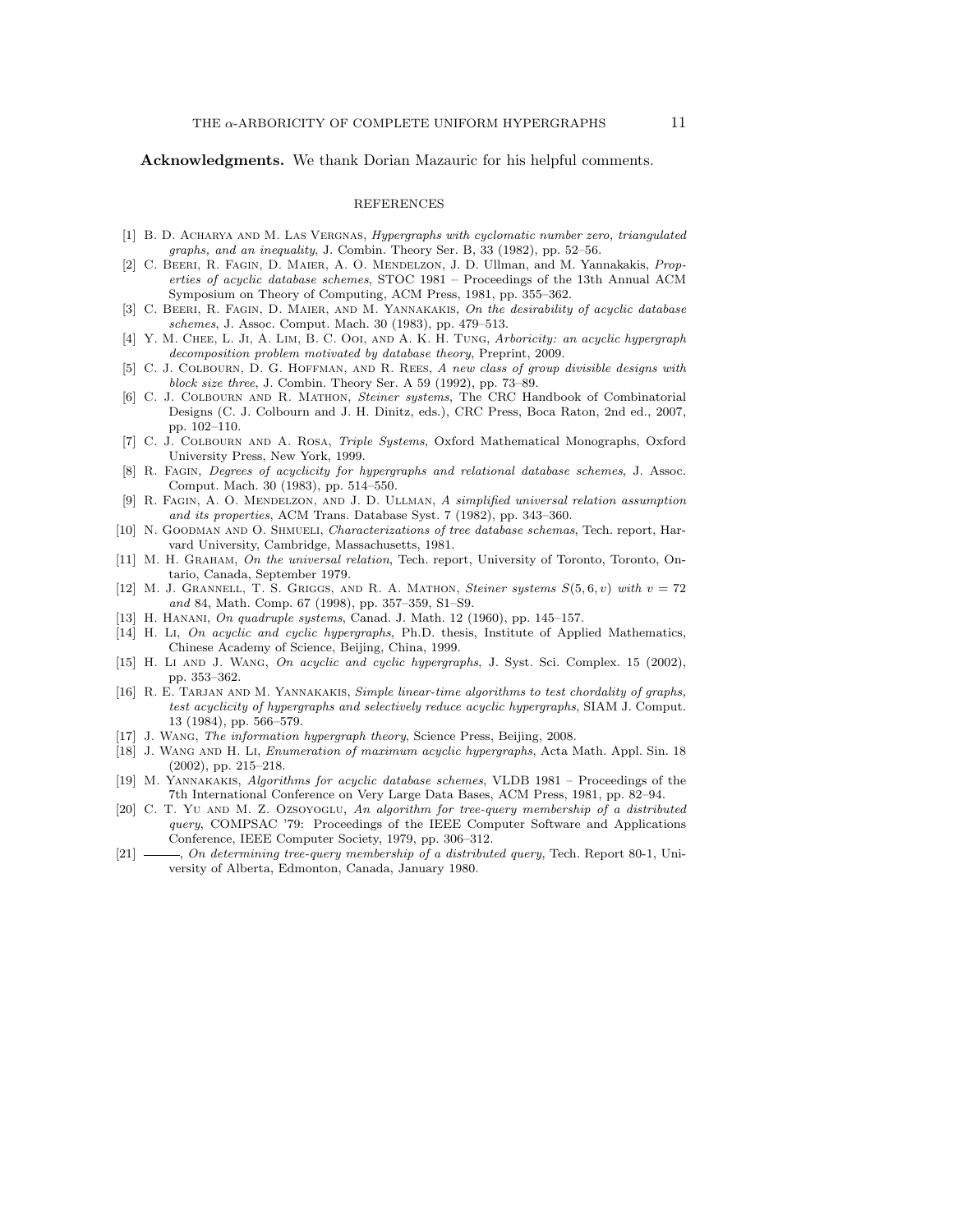**Acknowledgments.** We thank Dorian Mazauric for his helpful comments.

## REFERENCES

[1] B. D. Acharya and M. Las Vergnas, *Hypergraphs with cyclomatic number zero, triangulated graphs, and an inequality*, J. Combin. Theory Ser. B, 33 (1982), pp. 52–56.

[2] C. Beeri, R. Fagin, D. Maier, A. O. Mendelzon, J. D. Ullman, and M. Yannakakis, *Properties of acyclic database schemes*, STOC 1981 – Proceedings of the 13th Annual ACM Symposium on Theory of Computing, ACM Press, 1981, pp. 355–362.

[3] C. Beeri, R. Fagin, D. Maier, and M. Yannakakis, *On the desirability of acyclic database schemes*, J. Assoc. Comput. Mach. 30 (1983), pp. 479–513.

[4] Y. M. Chee, L. Ji, A. Lim, B. C. Ooi, and A. K. H. Tung, *Arboricity: an acyclic hypergraph decomposition problem motivated by database theory*, Preprint, 2009.

[5] C. J. Colbourn, D. G. Hoffman, and R. Rees, *A new class of group divisible designs with block size three*, J. Combin. Theory Ser. A 59 (1992), pp. 73–89.

[6] C. J. Colbourn and R. Mathon, *Steiner systems*, The CRC Handbook of Combinatorial Designs (C. J. Colbourn and J. H. Dinitz, eds.), CRC Press, Boca Raton, 2nd ed., 2007, pp. 102–110.

[7] C. J. Colbourn and A. Rosa, *Triple Systems*, Oxford Mathematical Monographs, Oxford University Press, New York, 1999.

[8] R. Fagin, *Degrees of acyclicity for hypergraphs and relational database schemes*, J. Assoc. Comput. Mach. 30 (1983), pp. 514–550.

[9] R. Fagin, A. O. Mendelzon, and J. D. Ullman, *A simplified universal relation assumption and its properties*, ACM Trans. Database Syst. 7 (1982), pp. 343–360.

[10] N. Goodman and O. Shmueli, *Characterizations of tree database schemas*, Tech. report, Harvard University, Cambridge, Massachusetts, 1981.

[11] M. H. Graham, *On the universal relation*, Tech. report, University of Toronto, Toronto, Ontario, Canada, September 1979.

[12] M. J. Grannell, T. S. Griggs, and R. A. Mathon, *Steiner systems $S(5, 6, v)$ with $v = 72$ and 84*, Math. Comp. 67 (1998), pp. 357–359, S1–S9.

[13] H. Hanani, *On quadruple systems*, Canad. J. Math. 12 (1960), pp. 145–157.

[14] H. Li, *On acyclic and cyclic hypergraphs*, Ph.D. thesis, Institute of Applied Mathematics, Chinese Academy of Science, Beijing, China, 1999.

[15] H. Li and J. Wang, *On acyclic and cyclic hypergraphs*, J. Syst. Sci. Complex. 15 (2002), pp. 353–362.

[16] R. E. Tarjan and M. Yannakakis, *Simple linear-time algorithms to test chordality of graphs, test acyclicity of hypergraphs and selectively reduce acyclic hypergraphs*, SIAM J. Comput. 13 (1984), pp. 566–579.

[17] J. Wang, *The information hypergraph theory*, Science Press, Beijing, 2008.

[18] J. Wang and H. Li, *Enumeration of maximum acyclic hypergraphs*, Acta Math. Appl. Sin. 18 (2002), pp. 215–218.

[19] M. Yannakakis, *Algorithms for acyclic database schemes*, VLDB 1981 – Proceedings of the 7th International Conference on Very Large Data Bases, ACM Press, 1981, pp. 82–94.

[20] C. T. Yu and M. Z. Ozsoyoglu, *An algorithm for tree-query membership of a distributed query*, COMPSAC '79: Proceedings of the IEEE Computer Software and Applications Conference, IEEE Computer Society, 1979, pp. 306–312.

[21] ———, *On determining tree-query membership of a distributed query*, Tech. Report 80-1, University of Alberta, Edmonton, Canada, January 1980.